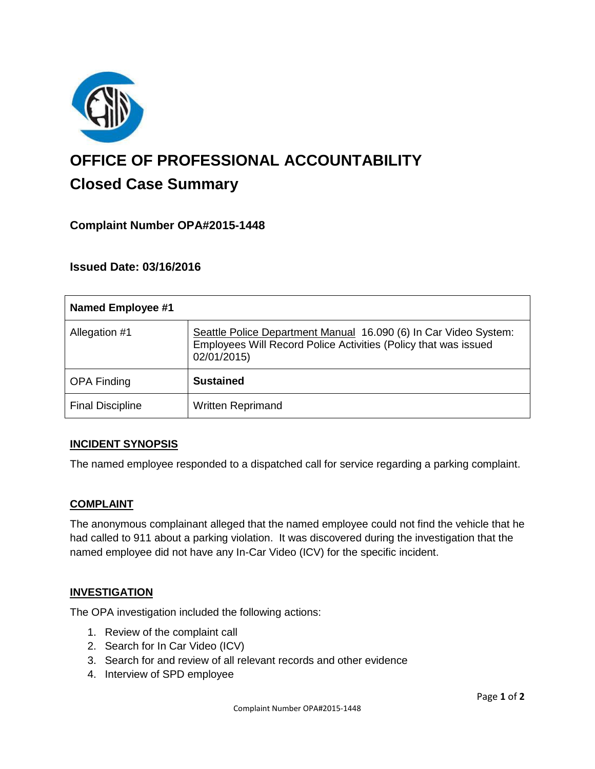# OFFICE OF PROFESSIONAL ACCOUNTABILITY

## Closed Case Summary

### Complaint Number OPA#2015-1448

### Issued Date: 03/16/2016

| Named Employee #1 | |
|---|---|
| Allegation #1 | Seattle Police Department Manual 16.090 (6) In Car Video System: Employees Will Record Police Activities (Policy that was issued 02/01/2015) |
| OPA Finding | **Sustained** |
| Final Discipline | Written Reprimand |

#### INCIDENT SYNOPSIS

The named employee responded to a dispatched call for service regarding a parking complaint.

#### COMPLAINT

The anonymous complainant alleged that the named employee could not find the vehicle that he had called to 911 about a parking violation. It was discovered during the investigation that the named employee did not have any In-Car Video (ICV) for the specific incident.

#### INVESTIGATION

The OPA investigation included the following actions:

1. Review of the complaint call
2. Search for In Car Video (ICV)
3. Search for and review of all relevant records and other evidence
4. Interview of SPD employee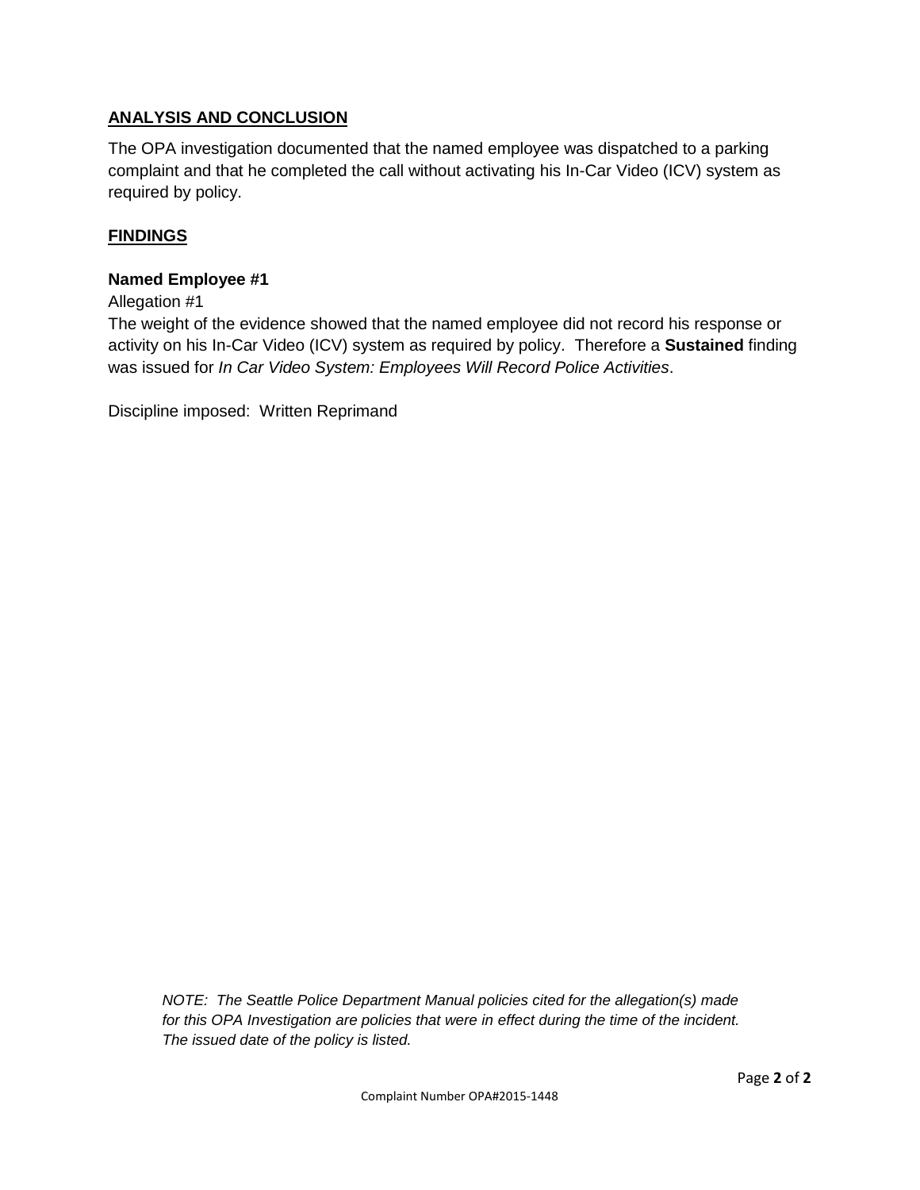## ANALYSIS AND CONCLUSION

The OPA investigation documented that the named employee was dispatched to a parking complaint and that he completed the call without activating his In-Car Video (ICV) system as required by policy.

## FINDINGS

**Named Employee #1**

Allegation #1

The weight of the evidence showed that the named employee did not record his response or activity on his In-Car Video (ICV) system as required by policy. Therefore a **Sustained** finding was issued for *In Car Video System: Employees Will Record Police Activities*.

Discipline imposed: Written Reprimand

*NOTE: The Seattle Police Department Manual policies cited for the allegation(s) made for this OPA Investigation are policies that were in effect during the time of the incident. The issued date of the policy is listed.*

Complaint Number OPA#2015-1448